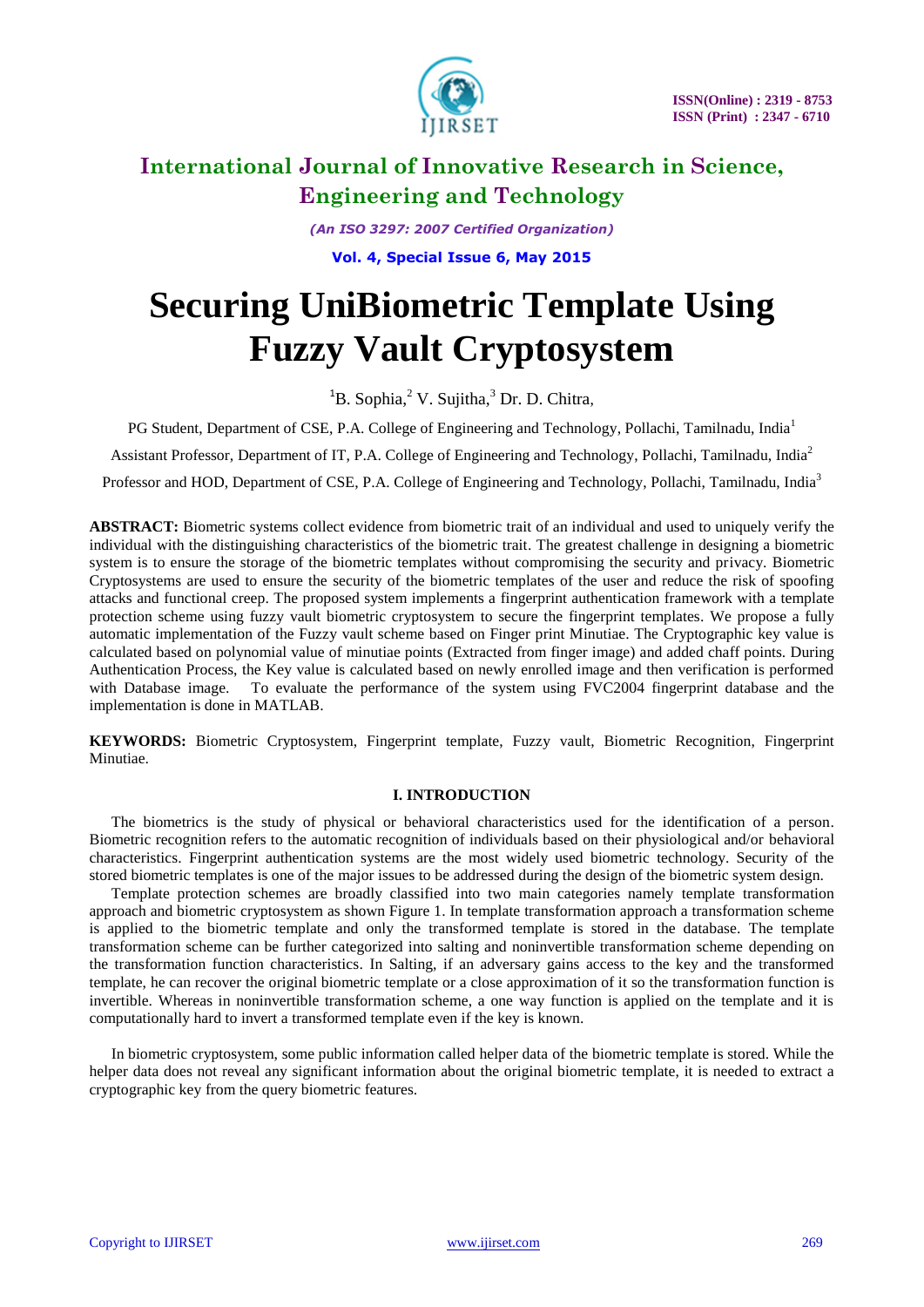# Securing UniBiometric Template Using Fuzzy Vault Cryptosystem

[1]B. Sophia,[2] V. Sujitha,[3] Dr. D. Chitra,

PG Student, Department of CSE, P.A. College of Engineering and Technology, Pollachi, Tamilnadu, India[1]

Assistant Professor, Department of IT, P.A. College of Engineering and Technology, Pollachi, Tamilnadu, India[2]

Professor and HOD, Department of CSE, P.A. College of Engineering and Technology, Pollachi, Tamilnadu, India[3]

**ABSTRACT:** Biometric systems collect evidence from biometric trait of an individual and used to uniquely verify the individual with the distinguishing characteristics of the biometric trait. The greatest challenge in designing a biometric system is to ensure the storage of the biometric templates without compromising the security and privacy. Biometric Cryptosystems are used to ensure the security of the biometric templates of the user and reduce the risk of spoofing attacks and functional creep. The proposed system implements a fingerprint authentication framework with a template protection scheme using fuzzy vault biometric cryptosystem to secure the fingerprint templates. We propose a fully automatic implementation of the Fuzzy vault scheme based on Finger print Minutiae. The Cryptographic key value is calculated based on polynomial value of minutiae points (Extracted from finger image) and added chaff points. During Authentication Process, the Key value is calculated based on newly enrolled image and then verification is performed with Database image. To evaluate the performance of the system using FVC2004 fingerprint database and the implementation is done in MATLAB.

**KEYWORDS:** Biometric Cryptosystem, Fingerprint template, Fuzzy vault, Biometric Recognition, Fingerprint Minutiae.

## I. INTRODUCTION

The biometrics is the study of physical or behavioral characteristics used for the identification of a person. Biometric recognition refers to the automatic recognition of individuals based on their physiological and/or behavioral characteristics. Fingerprint authentication systems are the most widely used biometric technology. Security of the stored biometric templates is one of the major issues to be addressed during the design of the biometric system design.

Template protection schemes are broadly classified into two main categories namely template transformation approach and biometric cryptosystem as shown Figure 1. In template transformation approach a transformation scheme is applied to the biometric template and only the transformed template is stored in the database. The template transformation scheme can be further categorized into salting and noninvertible transformation scheme depending on the transformation function characteristics. In Salting, if an adversary gains access to the key and the transformed template, he can recover the original biometric template or a close approximation of it so the transformation function is invertible. Whereas in noninvertible transformation scheme, a one way function is applied on the template and it is computationally hard to invert a transformed template even if the key is known.

In biometric cryptosystem, some public information called helper data of the biometric template is stored. While the helper data does not reveal any significant information about the original biometric template, it is needed to extract a cryptographic key from the query biometric features.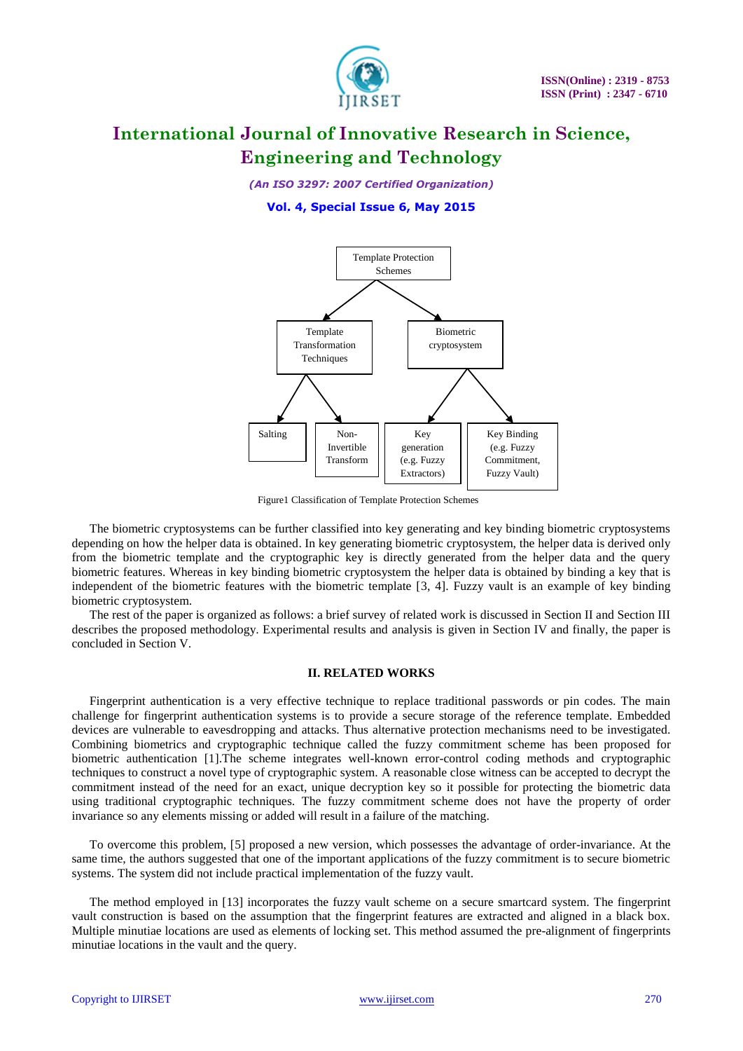Template Protection Schemes
- Template Transformation Techniques
  - Salting
  - Non-Invertible Transform
- Biometric cryptosystem
  - Key generation (e.g. Fuzzy Extractors)
  - Key Binding (e.g. Fuzzy Commitment, Fuzzy Vault)

Figure1 Classification of Template Protection Schemes

The biometric cryptosystems can be further classified into key generating and key binding biometric cryptosystems depending on how the helper data is obtained. In key generating biometric cryptosystem, the helper data is derived only from the biometric template and the cryptographic key is directly generated from the helper data and the query biometric features. Whereas in key binding biometric cryptosystem the helper data is obtained by binding a key that is independent of the biometric features with the biometric template [3, 4]. Fuzzy vault is an example of key binding biometric cryptosystem.

The rest of the paper is organized as follows: a brief survey of related work is discussed in Section II and Section III describes the proposed methodology. Experimental results and analysis is given in Section IV and finally, the paper is concluded in Section V.

## II. RELATED WORKS

Fingerprint authentication is a very effective technique to replace traditional passwords or pin codes. The main challenge for fingerprint authentication systems is to provide a secure storage of the reference template. Embedded devices are vulnerable to eavesdropping and attacks. Thus alternative protection mechanisms need to be investigated. Combining biometrics and cryptographic technique called the fuzzy commitment scheme has been proposed for biometric authentication [1].The scheme integrates well-known error-control coding methods and cryptographic techniques to construct a novel type of cryptographic system. A reasonable close witness can be accepted to decrypt the commitment instead of the need for an exact, unique decryption key so it possible for protecting the biometric data using traditional cryptographic techniques. The fuzzy commitment scheme does not have the property of order invariance so any elements missing or added will result in a failure of the matching.

To overcome this problem, [5] proposed a new version, which possesses the advantage of order-invariance. At the same time, the authors suggested that one of the important applications of the fuzzy commitment is to secure biometric systems. The system did not include practical implementation of the fuzzy vault.

The method employed in [13] incorporates the fuzzy vault scheme on a secure smartcard system. The fingerprint vault construction is based on the assumption that the fingerprint features are extracted and aligned in a black box. Multiple minutiae locations are used as elements of locking set. This method assumed the pre-alignment of fingerprints minutiae locations in the vault and the query.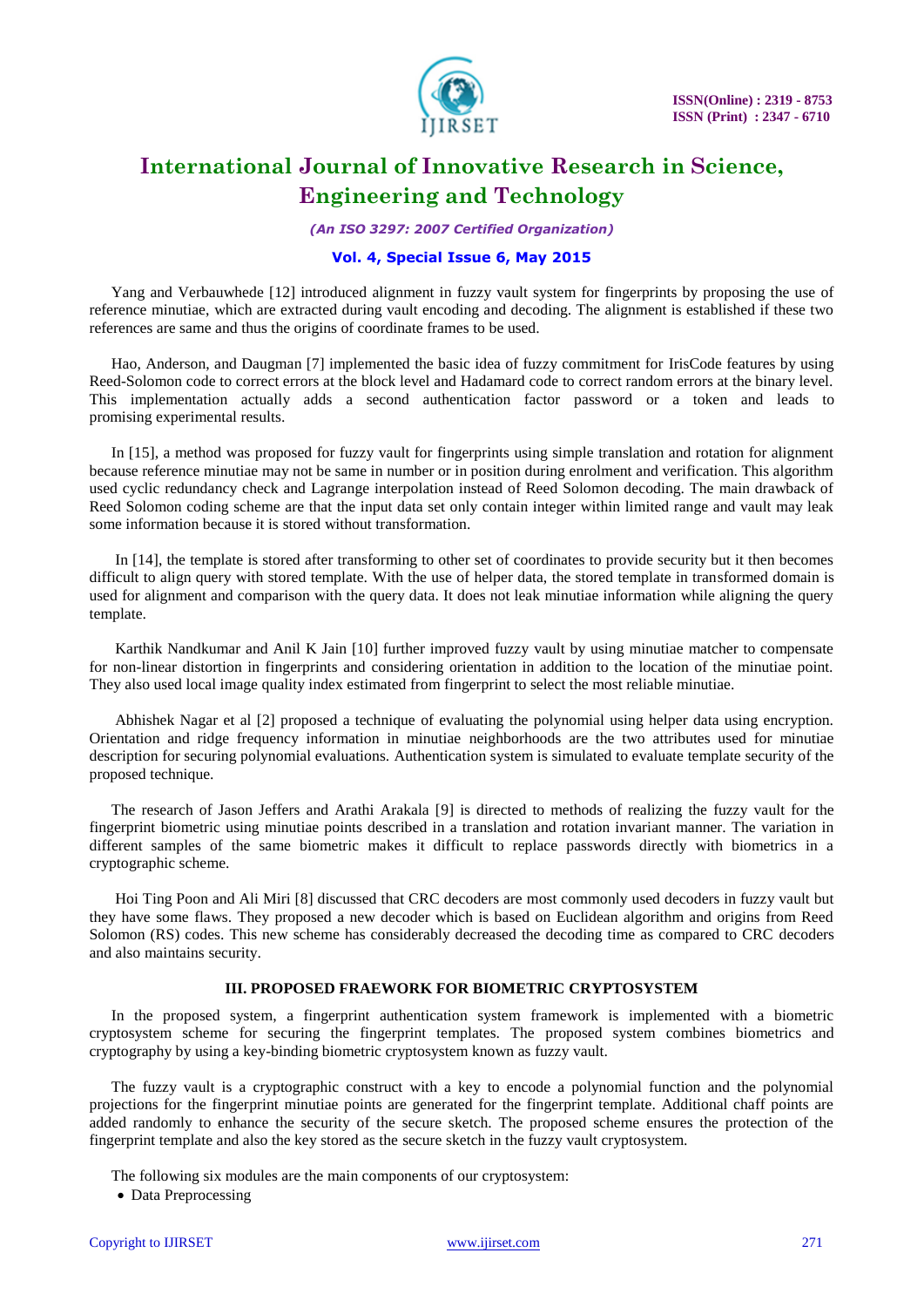Yang and Verbauwhede [12] introduced alignment in fuzzy vault system for fingerprints by proposing the use of reference minutiae, which are extracted during vault encoding and decoding. The alignment is established if these two references are same and thus the origins of coordinate frames to be used.

Hao, Anderson, and Daugman [7] implemented the basic idea of fuzzy commitment for IrisCode features by using Reed-Solomon code to correct errors at the block level and Hadamard code to correct random errors at the binary level. This implementation actually adds a second authentication factor password or a token and leads to promising experimental results.

In [15], a method was proposed for fuzzy vault for fingerprints using simple translation and rotation for alignment because reference minutiae may not be same in number or in position during enrolment and verification. This algorithm used cyclic redundancy check and Lagrange interpolation instead of Reed Solomon decoding. The main drawback of Reed Solomon coding scheme are that the input data set only contain integer within limited range and vault may leak some information because it is stored without transformation.

In [14], the template is stored after transforming to other set of coordinates to provide security but it then becomes difficult to align query with stored template. With the use of helper data, the stored template in transformed domain is used for alignment and comparison with the query data. It does not leak minutiae information while aligning the query template.

Karthik Nandkumar and Anil K Jain [10] further improved fuzzy vault by using minutiae matcher to compensate for non-linear distortion in fingerprints and considering orientation in addition to the location of the minutiae point. They also used local image quality index estimated from fingerprint to select the most reliable minutiae.

Abhishek Nagar et al [2] proposed a technique of evaluating the polynomial using helper data using encryption. Orientation and ridge frequency information in minutiae neighborhoods are the two attributes used for minutiae description for securing polynomial evaluations. Authentication system is simulated to evaluate template security of the proposed technique.

The research of Jason Jeffers and Arathi Arakala [9] is directed to methods of realizing the fuzzy vault for the fingerprint biometric using minutiae points described in a translation and rotation invariant manner. The variation in different samples of the same biometric makes it difficult to replace passwords directly with biometrics in a cryptographic scheme.

Hoi Ting Poon and Ali Miri [8] discussed that CRC decoders are most commonly used decoders in fuzzy vault but they have some flaws. They proposed a new decoder which is based on Euclidean algorithm and origins from Reed Solomon (RS) codes. This new scheme has considerably decreased the decoding time as compared to CRC decoders and also maintains security.

## III. PROPOSED FRAEWORK FOR BIOMETRIC CRYPTOSYSTEM

In the proposed system, a fingerprint authentication system framework is implemented with a biometric cryptosystem scheme for securing the fingerprint templates. The proposed system combines biometrics and cryptography by using a key-binding biometric cryptosystem known as fuzzy vault.

The fuzzy vault is a cryptographic construct with a key to encode a polynomial function and the polynomial projections for the fingerprint minutiae points are generated for the fingerprint template. Additional chaff points are added randomly to enhance the security of the secure sketch. The proposed scheme ensures the protection of the fingerprint template and also the key stored as the secure sketch in the fuzzy vault cryptosystem.

The following six modules are the main components of our cryptosystem:

- Data Preprocessing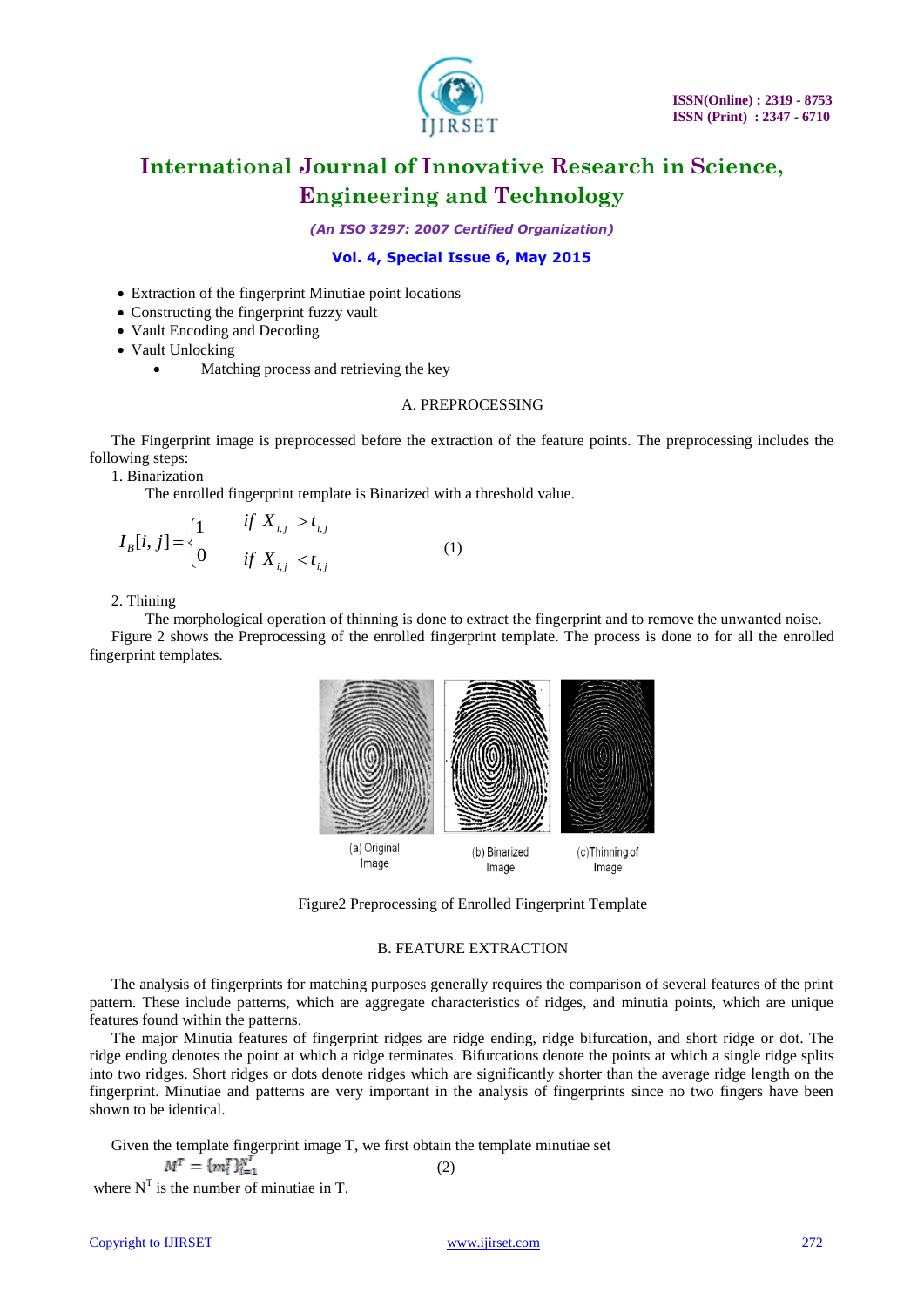- Extraction of the fingerprint Minutiae point locations
- Constructing the fingerprint fuzzy vault
- Vault Encoding and Decoding
- Vault Unlocking
  - Matching process and retrieving the key

### A. PREPROCESSING

The Fingerprint image is preprocessed before the extraction of the feature points. The preprocessing includes the following steps:

1. Binarization

The enrolled fingerprint template is Binarized with a threshold value.

$$I_B[i,j] = \begin{cases} 1 & if\ X_{i,j} > t_{i,j} \\ 0 & if\ X_{i,j} < t_{i,j} \end{cases} \quad (1)$$

2. Thining

The morphological operation of thinning is done to extract the fingerprint and to remove the unwanted noise.

Figure 2 shows the Preprocessing of the enrolled fingerprint template. The process is done to for all the enrolled fingerprint templates.

(a) Original Image (b) Binarized Image (c)Thinning of Image

Figure2 Preprocessing of Enrolled Fingerprint Template

### B. FEATURE EXTRACTION

The analysis of fingerprints for matching purposes generally requires the comparison of several features of the print pattern. These include patterns, which are aggregate characteristics of ridges, and minutia points, which are unique features found within the patterns.

The major Minutia features of fingerprint ridges are ridge ending, ridge bifurcation, and short ridge or dot. The ridge ending denotes the point at which a ridge terminates. Bifurcations denote the points at which a single ridge splits into two ridges. Short ridges or dots denote ridges which are significantly shorter than the average ridge length on the fingerprint. Minutiae and patterns are very important in the analysis of fingerprints since no two fingers have been shown to be identical.

Given the template fingerprint image T, we first obtain the template minutiae set

$$M^T = \{m_i^T\}_{i=1}^{N^T} \quad (2)$$

where $N^T$ is the number of minutiae in T.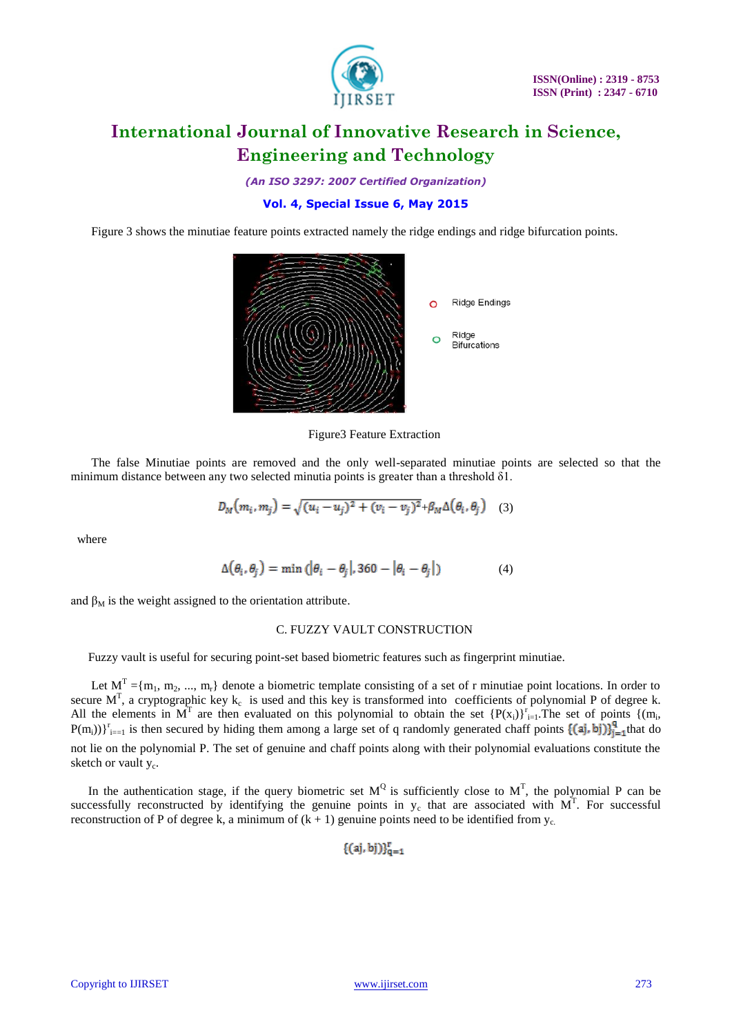Figure 3 shows the minutiae feature points extracted namely the ridge endings and ridge bifurcation points.

Figure3 Feature Extraction

The false Minutiae points are removed and the only well-separated minutiae points are selected so that the minimum distance between any two selected minutia points is greater than a threshold δ1.

$$D_M(m_i, m_j) = \sqrt{(u_i - u_j)^2 + (v_i - v_j)^2} + \beta_M \Delta(\theta_i, \theta_j) \quad (3)$$

where

$$\Delta(\theta_i, \theta_j) = \min(|\theta_i - \theta_j|, 360 - |\theta_i - \theta_j|) \quad (4)$$

and $\beta_M$ is the weight assigned to the orientation attribute.

C. FUZZY VAULT CONSTRUCTION

Fuzzy vault is useful for securing point-set based biometric features such as fingerprint minutiae.

Let $M^T = \{m_1, m_2, ..., m_r\}$ denote a biometric template consisting of a set of r minutiae point locations. In order to secure $M^T$, a cryptographic key $k_c$ is used and this key is transformed into coefficients of polynomial P of degree k. All the elements in $M^T$ are then evaluated on this polynomial to obtain the set $\{P(x_i)\}^r_{i=1}$.The set of points $\{(m_i, P(m_i))\}^r_{i==1}$ is then secured by hiding them among a large set of q randomly generated chaff points $\{(aj, bj)\}^q_{j=1}$ that do not lie on the polynomial P. The set of genuine and chaff points along with their polynomial evaluations constitute the sketch or vault $y_c$.

In the authentication stage, if the query biometric set $M^Q$ is sufficiently close to $M^T$, the polynomial P can be successfully reconstructed by identifying the genuine points in $y_c$ that are associated with $M^T$. For successful reconstruction of P of degree k, a minimum of (k + 1) genuine points need to be identified from $y_c$.

$$\{(aj, bj)\}^r_{q=1}$$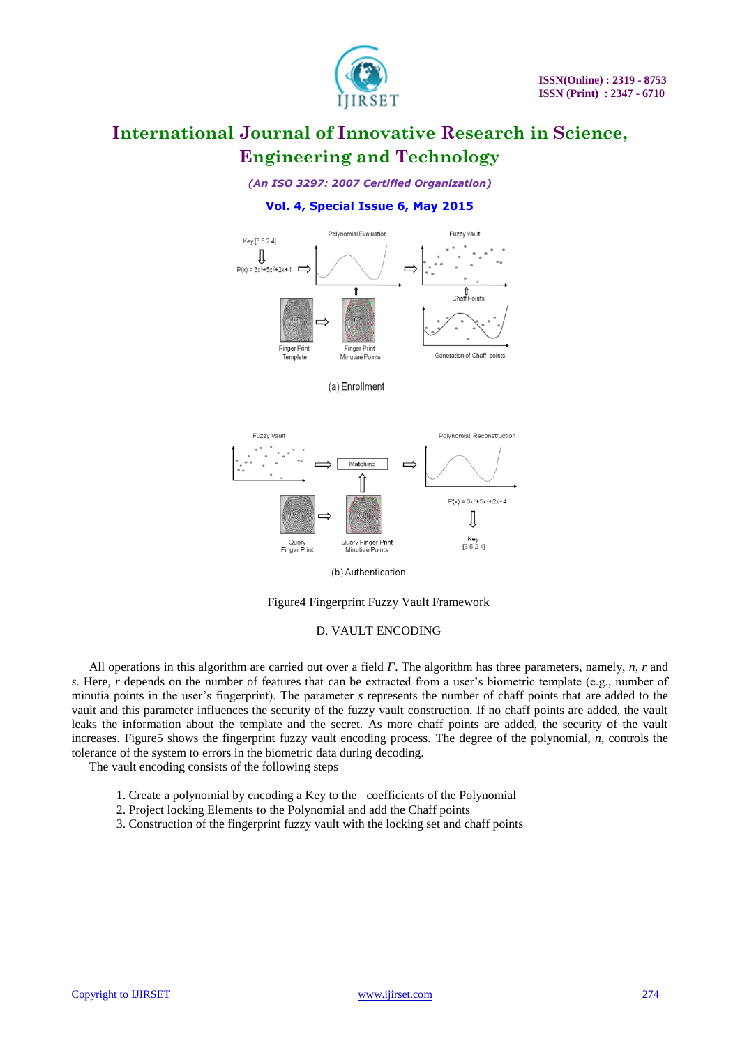Figure4 Fingerprint Fuzzy Vault Framework

## D. VAULT ENCODING

All operations in this algorithm are carried out over a field $F$. The algorithm has three parameters, namely, $n$, $r$ and $s$. Here, $r$ depends on the number of features that can be extracted from a user's biometric template (e.g., number of minutia points in the user's fingerprint). The parameter $s$ represents the number of chaff points that are added to the vault and this parameter influences the security of the fuzzy vault construction. If no chaff points are added, the vault leaks the information about the template and the secret. As more chaff points are added, the security of the vault increases. Figure5 shows the fingerprint fuzzy vault encoding process. The degree of the polynomial, $n$, controls the tolerance of the system to errors in the biometric data during decoding.

The vault encoding consists of the following steps

1. Create a polynomial by encoding a Key to the coefficients of the Polynomial
2. Project locking Elements to the Polynomial and add the Chaff points
3. Construction of the fingerprint fuzzy vault with the locking set and chaff points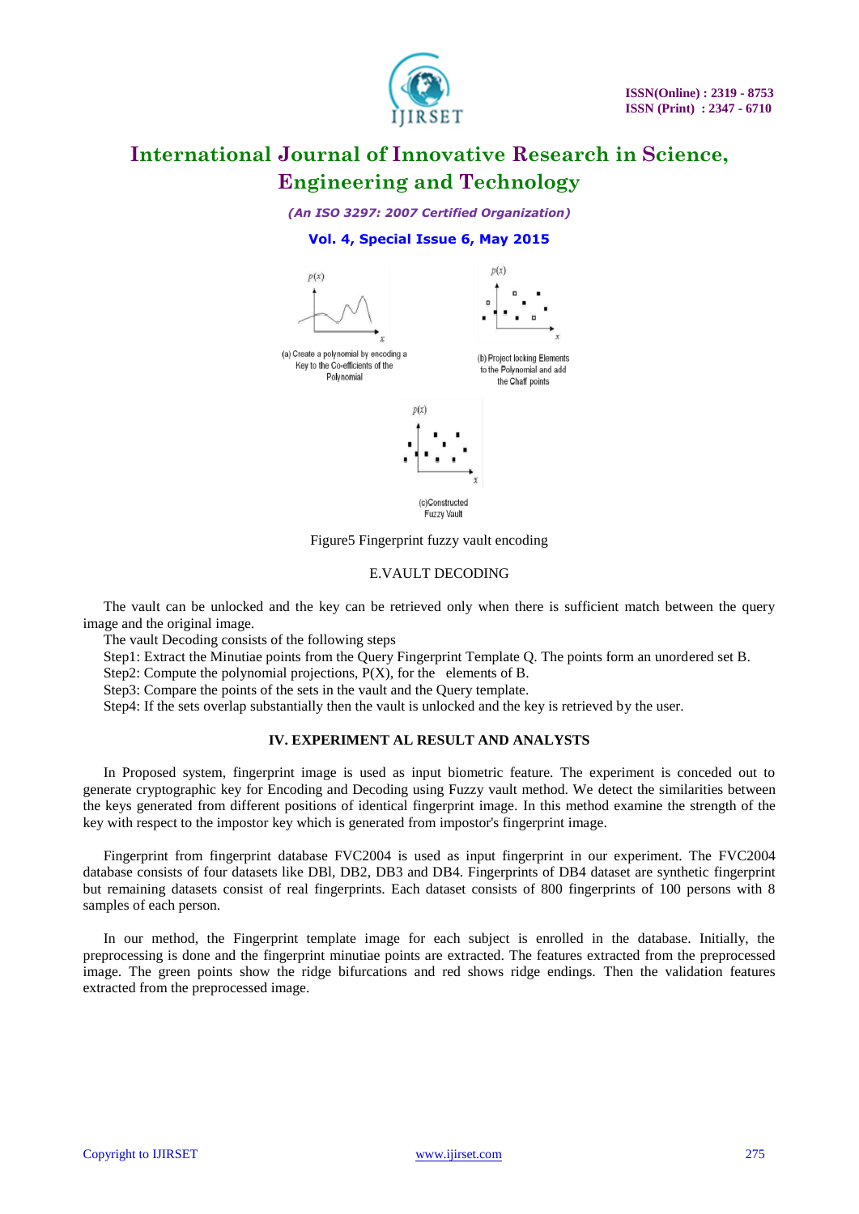(a) Create a polynomial by encoding a Key to the Co-efficients of the Polynomial

(b) Project locking Elements to the Polynomial and add the Chaff points

(c)Constructed Fuzzy Vault

Figure5 Fingerprint fuzzy vault encoding

### E.VAULT DECODING

The vault can be unlocked and the key can be retrieved only when there is sufficient match between the query image and the original image.

The vault Decoding consists of the following steps

Step1: Extract the Minutiae points from the Query Fingerprint Template Q. The points form an unordered set B.

Step2: Compute the polynomial projections, P(X), for the elements of B.

Step3: Compare the points of the sets in the vault and the Query template.

Step4: If the sets overlap substantially then the vault is unlocked and the key is retrieved by the user.

## IV. EXPERIMENT AL RESULT AND ANALYSTS

In Proposed system, fingerprint image is used as input biometric feature. The experiment is conceded out to generate cryptographic key for Encoding and Decoding using Fuzzy vault method. We detect the similarities between the keys generated from different positions of identical fingerprint image. In this method examine the strength of the key with respect to the impostor key which is generated from impostor's fingerprint image.

Fingerprint from fingerprint database FVC2004 is used as input fingerprint in our experiment. The FVC2004 database consists of four datasets like DBl, DB2, DB3 and DB4. Fingerprints of DB4 dataset are synthetic fingerprint but remaining datasets consist of real fingerprints. Each dataset consists of 800 fingerprints of 100 persons with 8 samples of each person.

In our method, the Fingerprint template image for each subject is enrolled in the database. Initially, the preprocessing is done and the fingerprint minutiae points are extracted. The features extracted from the preprocessed image. The green points show the ridge bifurcations and red shows ridge endings. Then the validation features extracted from the preprocessed image.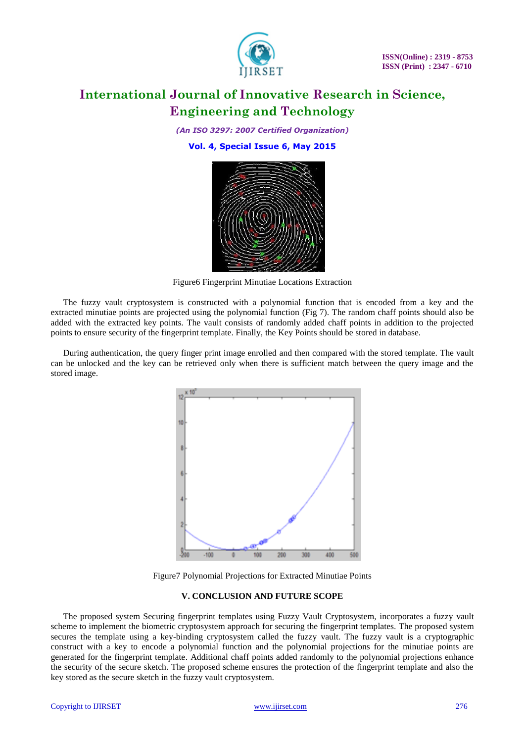Figure6 Fingerprint Minutiae Locations Extraction

The fuzzy vault cryptosystem is constructed with a polynomial function that is encoded from a key and the extracted minutiae points are projected using the polynomial function (Fig 7). The random chaff points should also be added with the extracted key points. The vault consists of randomly added chaff points in addition to the projected points to ensure security of the fingerprint template. Finally, the Key Points should be stored in database.

During authentication, the query finger print image enrolled and then compared with the stored template. The vault can be unlocked and the key can be retrieved only when there is sufficient match between the query image and the stored image.

Figure7 Polynomial Projections for Extracted Minutiae Points

## V. CONCLUSION AND FUTURE SCOPE

The proposed system Securing fingerprint templates using Fuzzy Vault Cryptosystem, incorporates a fuzzy vault scheme to implement the biometric cryptosystem approach for securing the fingerprint templates. The proposed system secures the template using a key-binding cryptosystem called the fuzzy vault. The fuzzy vault is a cryptographic construct with a key to encode a polynomial function and the polynomial projections for the minutiae points are generated for the fingerprint template. Additional chaff points added randomly to the polynomial projections enhance the security of the secure sketch. The proposed scheme ensures the protection of the fingerprint template and also the key stored as the secure sketch in the fuzzy vault cryptosystem.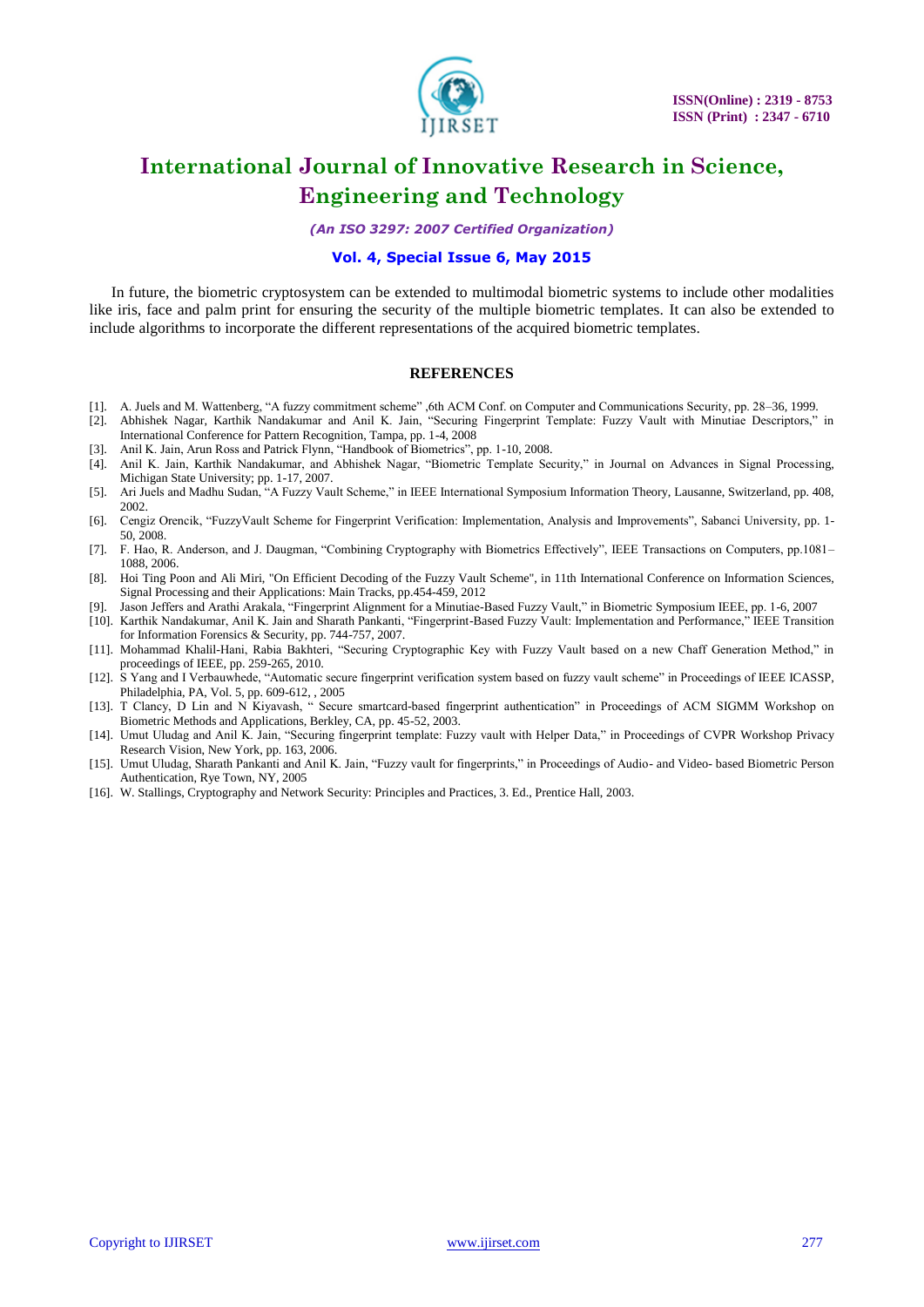In future, the biometric cryptosystem can be extended to multimodal biometric systems to include other modalities like iris, face and palm print for ensuring the security of the multiple biometric templates. It can also be extended to include algorithms to incorporate the different representations of the acquired biometric templates.

## REFERENCES

[1]. A. Juels and M. Wattenberg, "A fuzzy commitment scheme" ,6th ACM Conf. on Computer and Communications Security, pp. 28–36, 1999.

[2]. Abhishek Nagar, Karthik Nandakumar and Anil K. Jain, "Securing Fingerprint Template: Fuzzy Vault with Minutiae Descriptors," in International Conference for Pattern Recognition, Tampa, pp. 1-4, 2008

[3]. Anil K. Jain, Arun Ross and Patrick Flynn, "Handbook of Biometrics", pp. 1-10, 2008.

[4]. Anil K. Jain, Karthik Nandakumar, and Abhishek Nagar, "Biometric Template Security," in Journal on Advances in Signal Processing, Michigan State University; pp. 1-17, 2007.

[5]. Ari Juels and Madhu Sudan, "A Fuzzy Vault Scheme," in IEEE International Symposium Information Theory, Lausanne, Switzerland, pp. 408, 2002.

[6]. Cengiz Orencik, "FuzzyVault Scheme for Fingerprint Verification: Implementation, Analysis and Improvements", Sabanci University, pp. 1-50, 2008.

[7]. F. Hao, R. Anderson, and J. Daugman, "Combining Cryptography with Biometrics Effectively", IEEE Transactions on Computers, pp.1081–1088, 2006.

[8]. Hoi Ting Poon and Ali Miri, "On Efficient Decoding of the Fuzzy Vault Scheme", in 11th International Conference on Information Sciences, Signal Processing and their Applications: Main Tracks, pp.454-459, 2012

[9]. Jason Jeffers and Arathi Arakala, "Fingerprint Alignment for a Minutiae-Based Fuzzy Vault," in Biometric Symposium IEEE, pp. 1-6, 2007

[10]. Karthik Nandakumar, Anil K. Jain and Sharath Pankanti, "Fingerprint-Based Fuzzy Vault: Implementation and Performance," IEEE Transition for Information Forensics & Security, pp. 744-757, 2007.

[11]. Mohammad Khalil-Hani, Rabia Bakhteri, "Securing Cryptographic Key with Fuzzy Vault based on a new Chaff Generation Method," in proceedings of IEEE, pp. 259-265, 2010.

[12]. S Yang and I Verbauwhede, "Automatic secure fingerprint verification system based on fuzzy vault scheme" in Proceedings of IEEE ICASSP, Philadelphia, PA, Vol. 5, pp. 609-612, , 2005

[13]. T Clancy, D Lin and N Kiyavash, " Secure smartcard-based fingerprint authentication" in Proceedings of ACM SIGMM Workshop on Biometric Methods and Applications, Berkley, CA, pp. 45-52, 2003.

[14]. Umut Uludag and Anil K. Jain, "Securing fingerprint template: Fuzzy vault with Helper Data," in Proceedings of CVPR Workshop Privacy Research Vision, New York, pp. 163, 2006.

[15]. Umut Uludag, Sharath Pankanti and Anil K. Jain, "Fuzzy vault for fingerprints," in Proceedings of Audio- and Video- based Biometric Person Authentication, Rye Town, NY, 2005

[16]. W. Stallings, Cryptography and Network Security: Principles and Practices, 3. Ed., Prentice Hall, 2003.